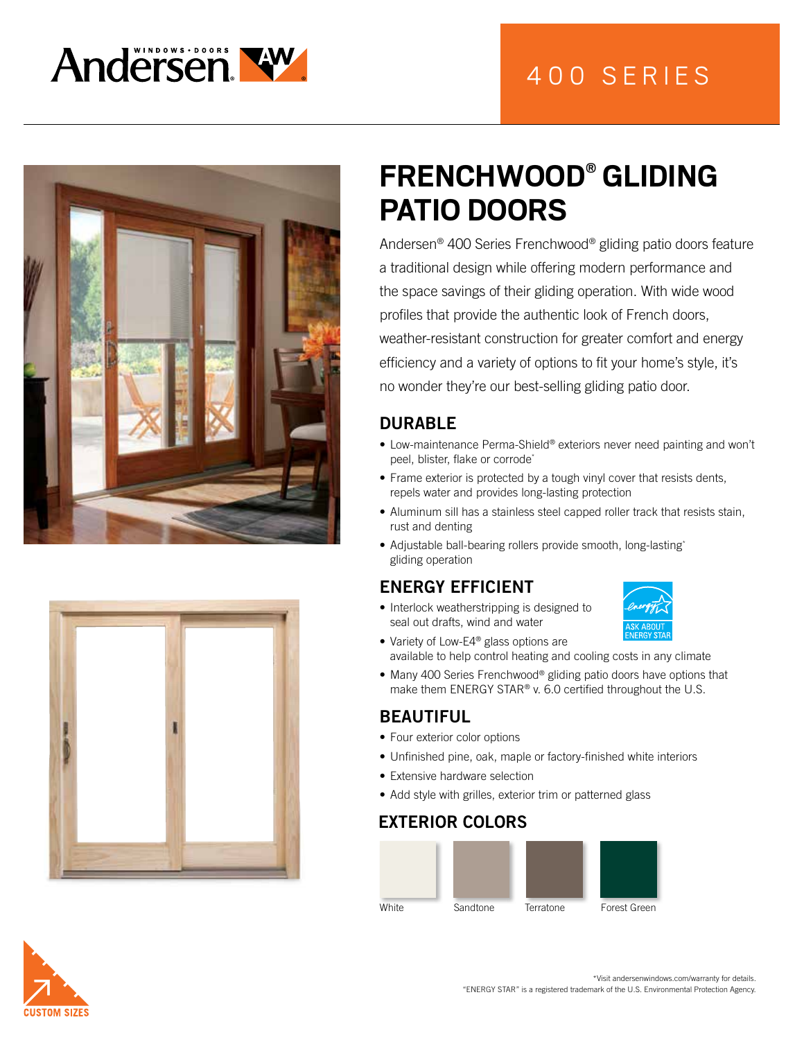400 SERIES

# FRENCHWOOD® GLIDING PATIO DOORS

Andersen® 400 Series Frenchwood® gliding patio doors feature a traditional design while offering modern performance and the space savings of their gliding operation. With wide wood profiles that provide the authentic look of French doors, weather-resistant construction for greater comfort and energy efficiency and a variety of options to fit your home's style, it's no wonder they're our best-selling gliding patio door.

## DURABLE

- Low-maintenance Perma-Shield® exteriors never need painting and won't peel, blister, flake or corrode*
- Frame exterior is protected by a tough vinyl cover that resists dents, repels water and provides long-lasting protection
- Aluminum sill has a stainless steel capped roller track that resists stain, rust and denting
- Adjustable ball-bearing rollers provide smooth, long-lasting* gliding operation

## ENERGY EFFICIENT

- Interlock weatherstripping is designed to seal out drafts, wind and water
- Variety of Low-E4® glass options are available to help control heating and cooling costs in any climate
- Many 400 Series Frenchwood® gliding patio doors have options that make them ENERGY STAR® v. 6.0 certified throughout the U.S.

ASK ABOUT ENERGY STAR

## BEAUTIFUL

- Four exterior color options
- Unfinished pine, oak, maple or factory-finished white interiors
- Extensive hardware selection
- Add style with grilles, exterior trim or patterned glass

## EXTERIOR COLORS

White

Sandtone

Terratone

Forest Green

CUSTOM SIZES

*Visit andersenwindows.com/warranty for details.
"ENERGY STAR" is a registered trademark of the U.S. Environmental Protection Agency.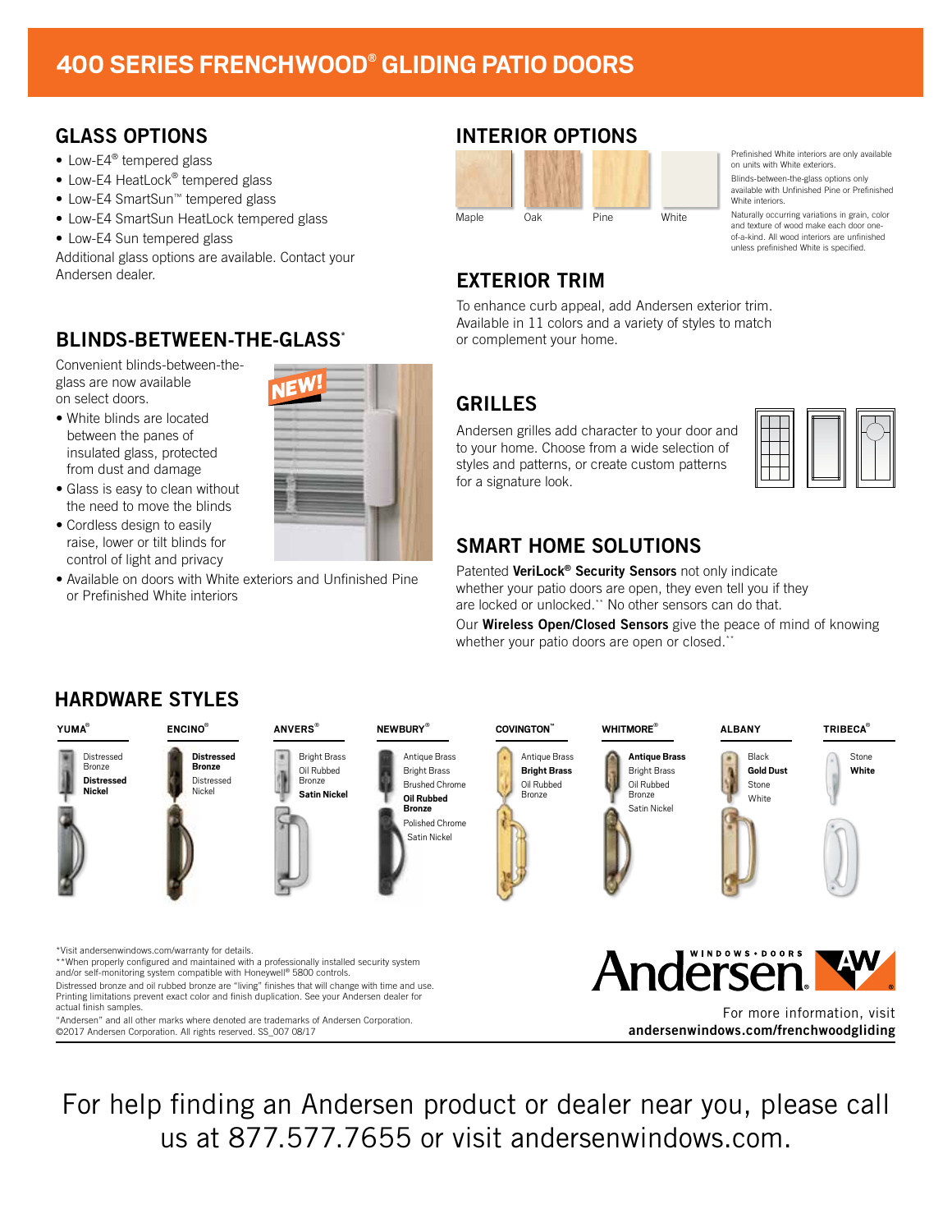# 400 SERIES FRENCHWOOD® GLIDING PATIO DOORS

## GLASS OPTIONS

- Low-E4® tempered glass
- Low-E4 HeatLock® tempered glass
- Low-E4 SmartSun™ tempered glass
- Low-E4 SmartSun HeatLock tempered glass
- Low-E4 Sun tempered glass

Additional glass options are available. Contact your Andersen dealer.

## BLINDS-BETWEEN-THE-GLASS*

NEW!

Convenient blinds-between-the-glass are now available on select doors.

- White blinds are located between the panes of insulated glass, protected from dust and damage
- Glass is easy to clean without the need to move the blinds
- Cordless design to easily raise, lower or tilt blinds for control of light and privacy
- Available on doors with White exteriors and Unfinished Pine or Prefinished White interiors

## INTERIOR OPTIONS

Maple

Oak

Pine

White

Prefinished White interiors are only available on units with White exteriors.

Blinds-between-the-glass options only available with Unfinished Pine or Prefinished White interiors.

Naturally occurring variations in grain, color and texture of wood make each door one-of-a-kind. All wood interiors are unfinished unless prefinished White is specified.

## EXTERIOR TRIM

To enhance curb appeal, add Andersen exterior trim. Available in 11 colors and a variety of styles to match or complement your home.

## GRILLES

Andersen grilles add character to your door and to your home. Choose from a wide selection of styles and patterns, or create custom patterns for a signature look.

## SMART HOME SOLUTIONS

Patented **VeriLock® Security Sensors** not only indicate whether your patio doors are open, they even tell you if they are locked or unlocked.** No other sensors can do that.

Our **Wireless Open/Closed Sensors** give the peace of mind of knowing whether your patio doors are open or closed.**

## HARDWARE STYLES

**YUMA®**
- Distressed Bronze
- **Distressed Nickel**

**ENCINO®**
- **Distressed Bronze**
- Distressed Nickel

**ANVERS®**
- Bright Brass
- Oil Rubbed Bronze
- **Satin Nickel**

**NEWBURY®**
- Antique Brass
- Bright Brass
- Brushed Chrome
- **Oil Rubbed Bronze**
- Polished Chrome
- Satin Nickel

**COVINGTON™**
- Antique Brass
- **Bright Brass**
- Oil Rubbed Bronze

**WHITMORE®**
- **Antique Brass**
- Bright Brass
- Oil Rubbed Bronze
- Satin Nickel

**ALBANY**
- Black
- **Gold Dust**
- Stone
- White

**TRIBECA®**
- Stone
- **White**

*Visit andersenwindows.com/warranty for details.
**When properly configured and maintained with a professionally installed security system and/or self-monitoring system compatible with Honeywell® 5800 controls.
Distressed bronze and oil rubbed bronze are "living" finishes that will change with time and use. Printing limitations prevent exact color and finish duplication. See your Andersen dealer for actual finish samples.
"Andersen" and all other marks where denoted are trademarks of Andersen Corporation.
©2017 Andersen Corporation. All rights reserved. SS_007 08/17

Andersen® WINDOWS • DOORS

For more information, visit
**andersenwindows.com/frenchwoodgliding**

For help finding an Andersen product or dealer near you, please call us at 877.577.7655 or visit andersenwindows.com.